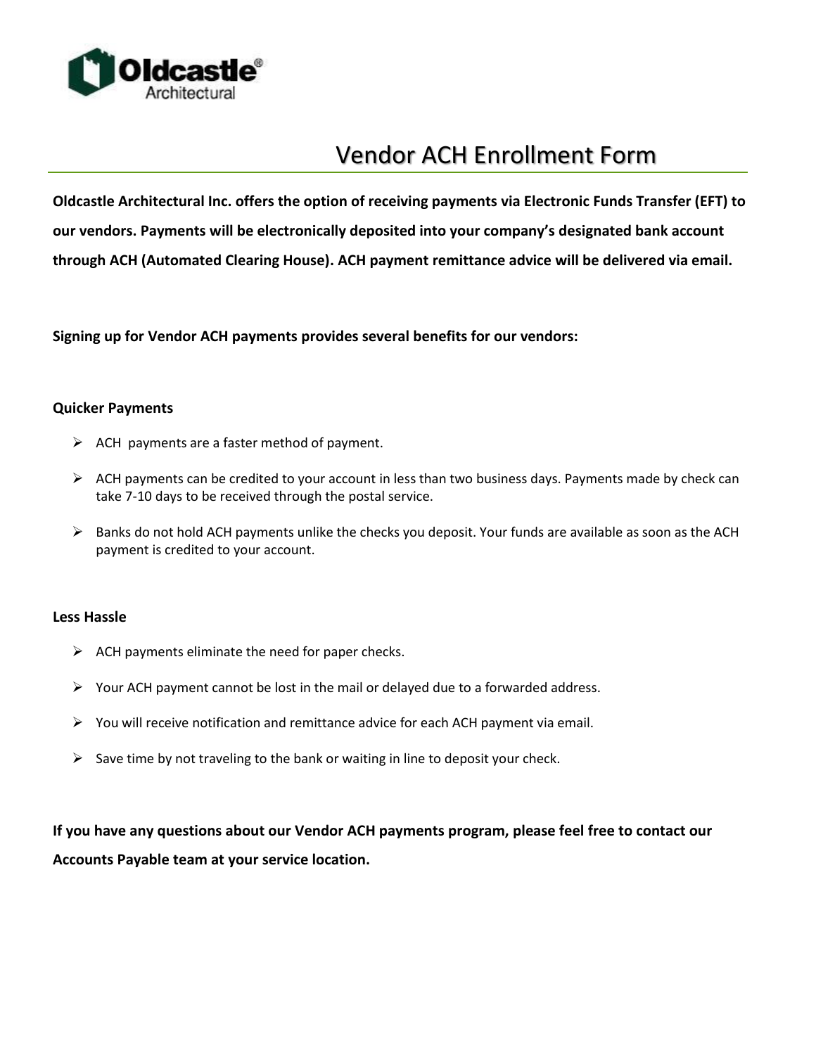# Vendor ACH Enrollment Form

**Oldcastle Architectural Inc. offers the option of receiving payments via Electronic Funds Transfer (EFT) to our vendors. Payments will be electronically deposited into your company's designated bank account through ACH (Automated Clearing House). ACH payment remittance advice will be delivered via email.**

**Signing up for Vendor ACH payments provides several benefits for our vendors:**

### Quicker Payments

- ACH payments are a faster method of payment.
- ACH payments can be credited to your account in less than two business days. Payments made by check can take 7-10 days to be received through the postal service.
- Banks do not hold ACH payments unlike the checks you deposit. Your funds are available as soon as the ACH payment is credited to your account.

### Less Hassle

- ACH payments eliminate the need for paper checks.
- Your ACH payment cannot be lost in the mail or delayed due to a forwarded address.
- You will receive notification and remittance advice for each ACH payment via email.
- Save time by not traveling to the bank or waiting in line to deposit your check.

**If you have any questions about our Vendor ACH payments program, please feel free to contact our Accounts Payable team at your service location.**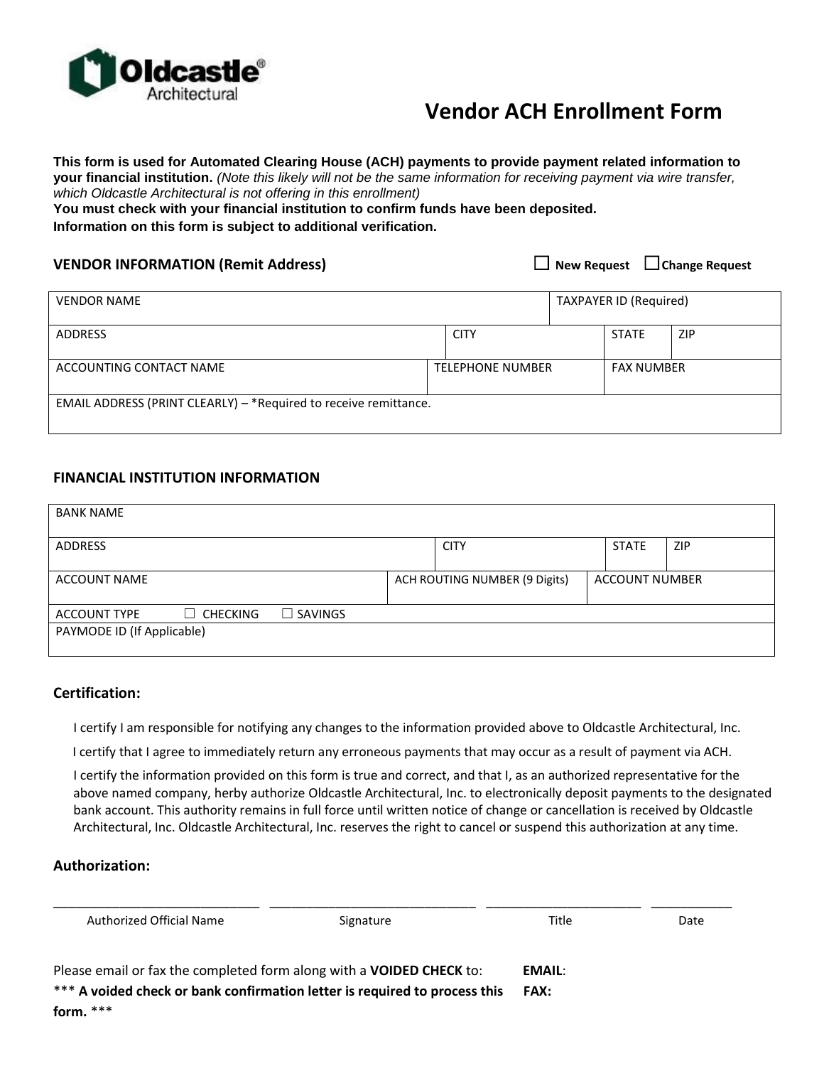Oldcastle® Architectural

# Vendor ACH Enrollment Form

**This form is used for Automated Clearing House (ACH) payments to provide payment related information to your financial institution.** *(Note this likely will not be the same information for receiving payment via wire transfer, which Oldcastle Architectural is not offering in this enrollment)*
**You must check with your financial institution to confirm funds have been deposited.**
**Information on this form is subject to additional verification.**

**VENDOR INFORMATION (Remit Address)** ☐ **New Request** ☐ **Change Request**

| | | | | |
|---|---|---|---|---|
| VENDOR NAME | | | TAXPAYER ID (Required) | |
| ADDRESS | CITY | | STATE | ZIP |
| ACCOUNTING CONTACT NAME | TELEPHONE NUMBER | | FAX NUMBER | |
| EMAIL ADDRESS (PRINT CLEARLY) – *Required to receive remittance. | | | | |

**FINANCIAL INSTITUTION INFORMATION**

| | | | | |
|---|---|---|---|---|
| BANK NAME | | | | |
| ADDRESS | CITY | | STATE | ZIP |
| ACCOUNT NAME | ACH ROUTING NUMBER (9 Digits) | ACCOUNT NUMBER | | |
| ACCOUNT TYPE ☐ CHECKING ☐ SAVINGS | | | | |
| PAYMODE ID (If Applicable) | | | | |

**Certification:**

I certify I am responsible for notifying any changes to the information provided above to Oldcastle Architectural, Inc.

I certify that I agree to immediately return any erroneous payments that may occur as a result of payment via ACH.

I certify the information provided on this form is true and correct, and that I, as an authorized representative for the above named company, herby authorize Oldcastle Architectural, Inc. to electronically deposit payments to the designated bank account. This authority remains in full force until written notice of change or cancellation is received by Oldcastle Architectural, Inc. Oldcastle Architectural, Inc. reserves the right to cancel or suspend this authorization at any time.

**Authorization:**

| | | | |
|---|---|---|---|
| ____________________________ | ____________________________ | ____________________ | __________ |
| Authorized Official Name | Signature | Title | Date |

Please email or fax the completed form along with a **VOIDED CHECK** to: **EMAIL**:

*** **A voided check or bank confirmation letter is required to process this form.** *** **FAX:**